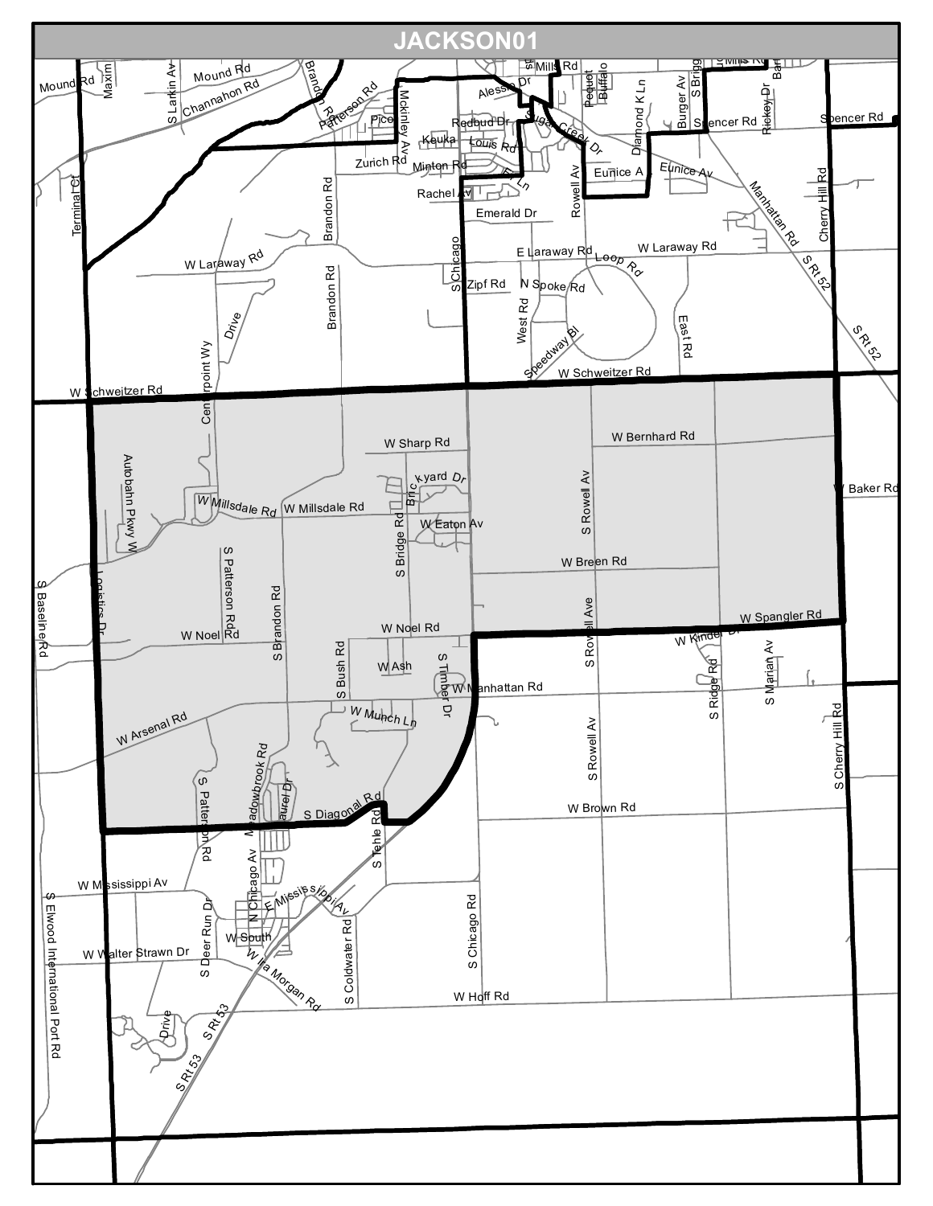# JACKSON01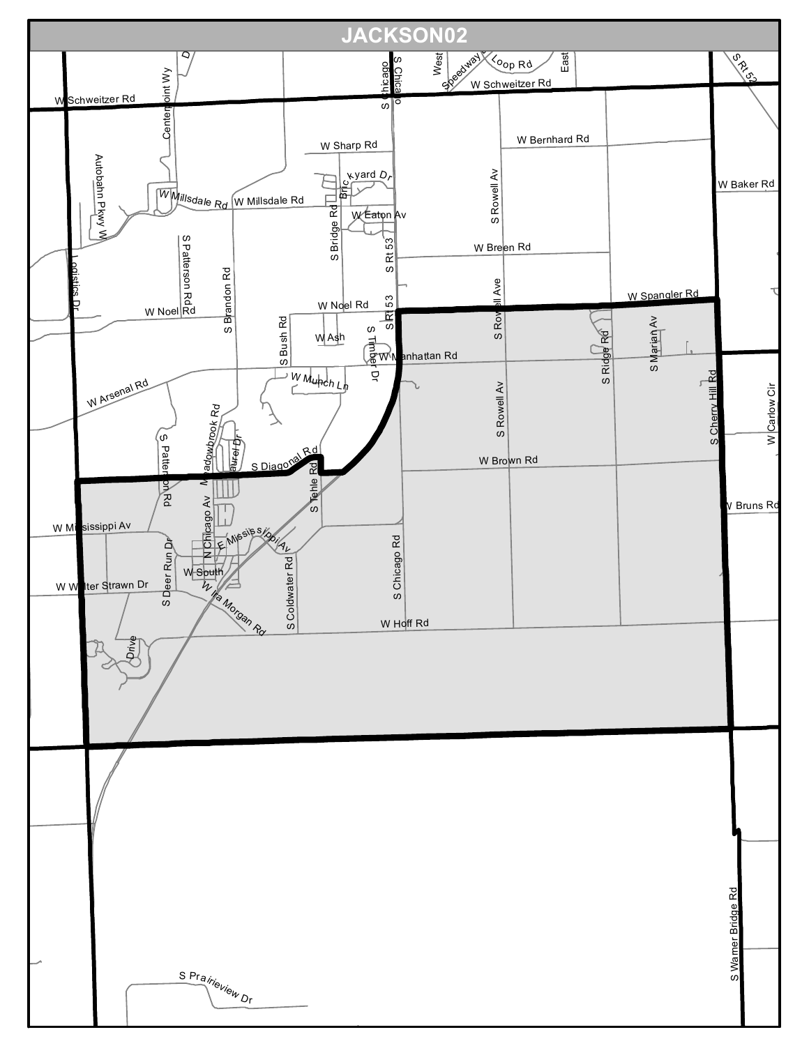# JACKSON02

W Schweitzer Rd
Centerpoint Wy
S Chicago
West
Speedway
Loop Rd
East
S Rt 52
W Schweitzer Rd
W Sharp Rd
W Bernhard Rd
Autobahn Pkwy W
Brickyard Dr
W Baker Rd
W Millsdale Rd
W Millsdale Rd
W Eaton Av
S Rowell Av
S Patterson Rd
S Bridge Rd
S Rt 53
W Breen Rd
Logistics Dr
S Brandon Rd
W Noel Rd
W Noel Rd
S Rt 53
S Rowell Ave
W Spangler Rd
S Bush Rd
W Ash
S Timber Dr
W Manhattan Rd
S Ridge Rd
S Marian Av
W Arsenal Rd
W Munch Ln
S Cherry Hill Rd
W Carlow Cir
Meadowbrook Rd
Laurel Dr
S Rowell Av
S Patterson Rd
S Diagonal Rd
W Brown Rd
S Tehle Rd
W Bruns Rd
W Mississippi Av
N Chicago Av
E Mississippi Av
S Deer Run Dr
S Chicago Rd
W South
S Coldwater Rd
W Walter Strawn Dr
W Ira Morgan Rd
W Hoff Rd
Drive
S Warner Bridge Rd
S Prairieview Dr